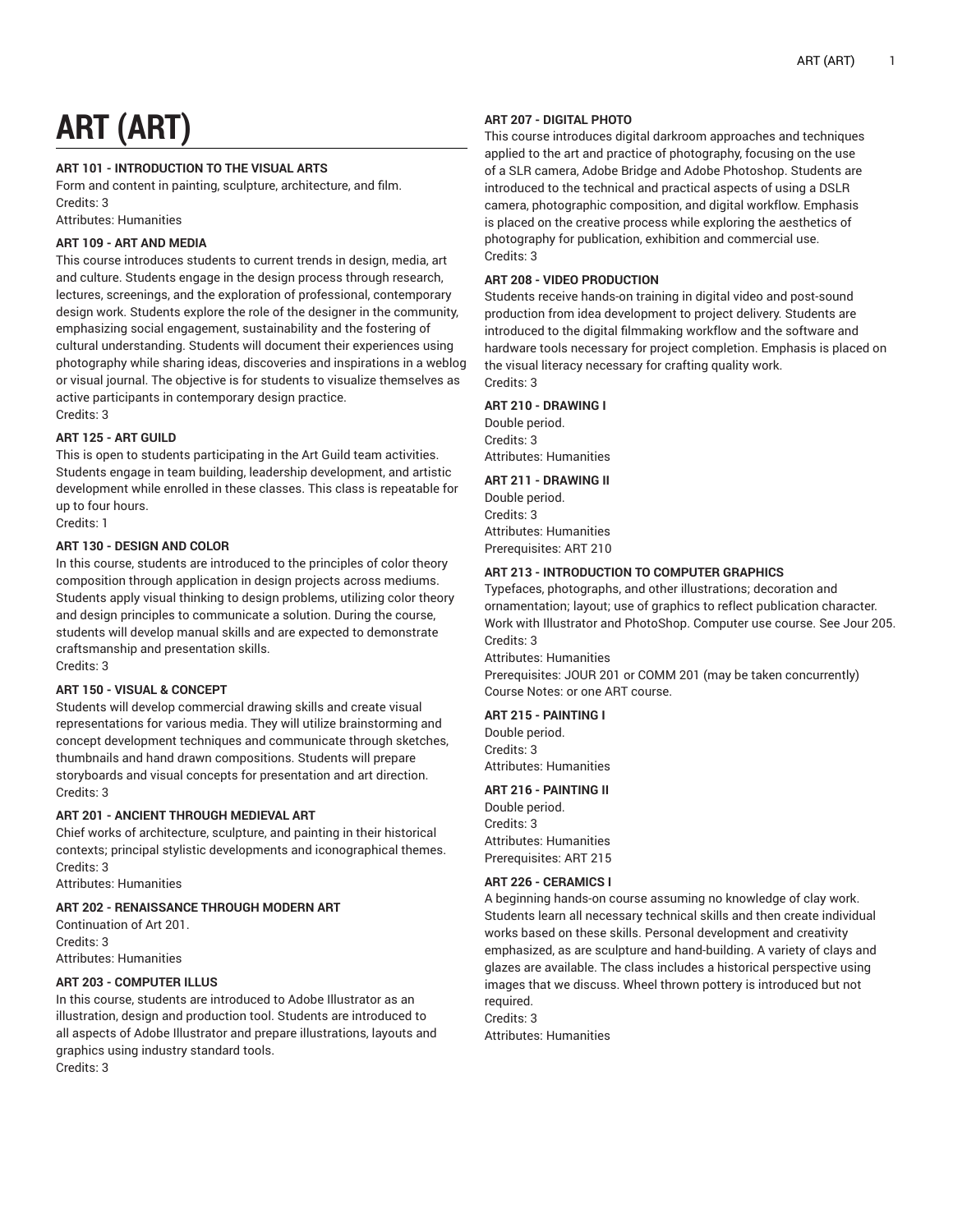# ART (ART)

**ART 101 - INTRODUCTION TO THE VISUAL ARTS**
Form and content in painting, sculpture, architecture, and film.
Credits: 3
Attributes: Humanities

**ART 109 - ART AND MEDIA**
This course introduces students to current trends in design, media, art and culture. Students engage in the design process through research, lectures, screenings, and the exploration of professional, contemporary design work. Students explore the role of the designer in the community, emphasizing social engagement, sustainability and the fostering of cultural understanding. Students will document their experiences using photography while sharing ideas, discoveries and inspirations in a weblog or visual journal. The objective is for students to visualize themselves as active participants in contemporary design practice.
Credits: 3

**ART 125 - ART GUILD**
This is open to students participating in the Art Guild team activities. Students engage in team building, leadership development, and artistic development while enrolled in these classes. This class is repeatable for up to four hours.
Credits: 1

**ART 130 - DESIGN AND COLOR**
In this course, students are introduced to the principles of color theory composition through application in design projects across mediums. Students apply visual thinking to design problems, utilizing color theory and design principles to communicate a solution. During the course, students will develop manual skills and are expected to demonstrate craftsmanship and presentation skills.
Credits: 3

**ART 150 - VISUAL & CONCEPT**
Students will develop commercial drawing skills and create visual representations for various media. They will utilize brainstorming and concept development techniques and communicate through sketches, thumbnails and hand drawn compositions. Students will prepare storyboards and visual concepts for presentation and art direction.
Credits: 3

**ART 201 - ANCIENT THROUGH MEDIEVAL ART**
Chief works of architecture, sculpture, and painting in their historical contexts; principal stylistic developments and iconographical themes.
Credits: 3
Attributes: Humanities

**ART 202 - RENAISSANCE THROUGH MODERN ART**
Continuation of Art 201.
Credits: 3
Attributes: Humanities

**ART 203 - COMPUTER ILLUS**
In this course, students are introduced to Adobe Illustrator as an illustration, design and production tool. Students are introduced to all aspects of Adobe Illustrator and prepare illustrations, layouts and graphics using industry standard tools.
Credits: 3

**ART 207 - DIGITAL PHOTO**
This course introduces digital darkroom approaches and techniques applied to the art and practice of photography, focusing on the use of a SLR camera, Adobe Bridge and Adobe Photoshop. Students are introduced to the technical and practical aspects of using a DSLR camera, photographic composition, and digital workflow. Emphasis is placed on the creative process while exploring the aesthetics of photography for publication, exhibition and commercial use.
Credits: 3

**ART 208 - VIDEO PRODUCTION**
Students receive hands-on training in digital video and post-sound production from idea development to project delivery. Students are introduced to the digital filmmaking workflow and the software and hardware tools necessary for project completion. Emphasis is placed on the visual literacy necessary for crafting quality work.
Credits: 3

**ART 210 - DRAWING I**
Double period.
Credits: 3
Attributes: Humanities

**ART 211 - DRAWING II**
Double period.
Credits: 3
Attributes: Humanities
Prerequisites: ART 210

**ART 213 - INTRODUCTION TO COMPUTER GRAPHICS**
Typefaces, photographs, and other illustrations; decoration and ornamentation; layout; use of graphics to reflect publication character. Work with Illustrator and PhotoShop. Computer use course. See Jour 205.
Credits: 3
Attributes: Humanities
Prerequisites: JOUR 201 or COMM 201 (may be taken concurrently)
Course Notes: or one ART course.

**ART 215 - PAINTING I**
Double period.
Credits: 3
Attributes: Humanities

**ART 216 - PAINTING II**
Double period.
Credits: 3
Attributes: Humanities
Prerequisites: ART 215

**ART 226 - CERAMICS I**
A beginning hands-on course assuming no knowledge of clay work. Students learn all necessary technical skills and then create individual works based on these skills. Personal development and creativity emphasized, as are sculpture and hand-building. A variety of clays and glazes are available. The class includes a historical perspective using images that we discuss. Wheel thrown pottery is introduced but not required.
Credits: 3
Attributes: Humanities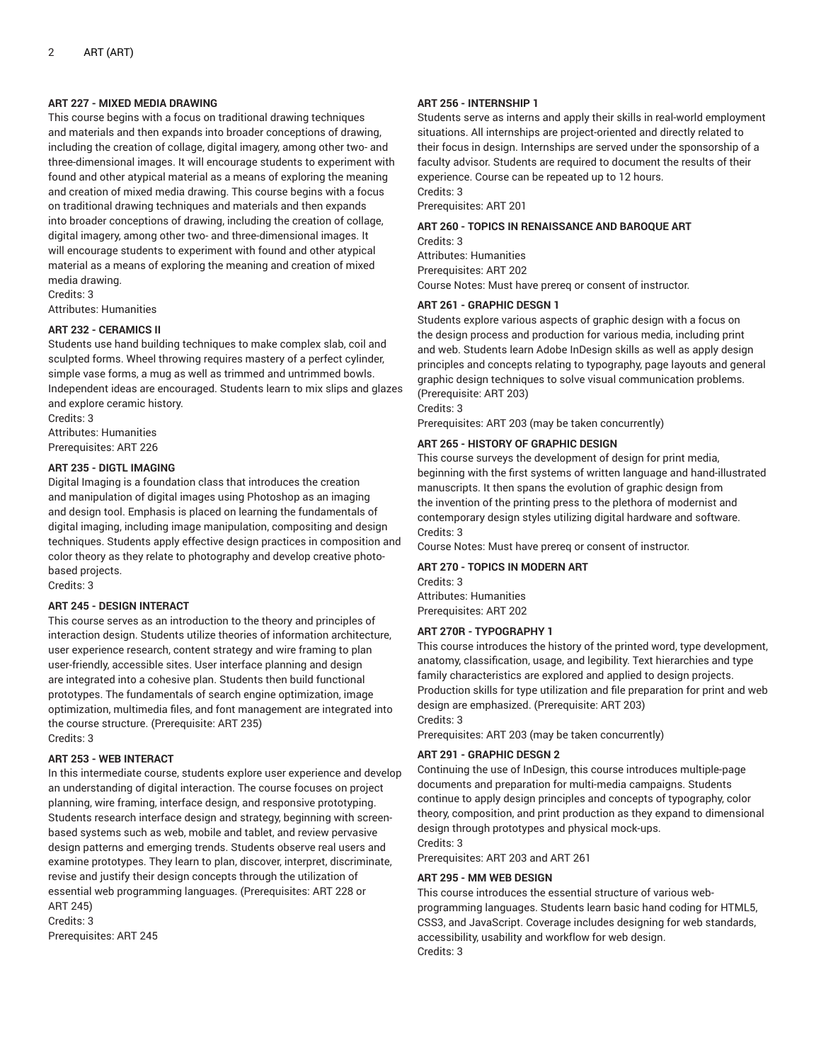#### ART 227 - MIXED MEDIA DRAWING

This course begins with a focus on traditional drawing techniques and materials and then expands into broader conceptions of drawing, including the creation of collage, digital imagery, among other two- and three-dimensional images. It will encourage students to experiment with found and other atypical material as a means of exploring the meaning and creation of mixed media drawing. This course begins with a focus on traditional drawing techniques and materials and then expands into broader conceptions of drawing, including the creation of collage, digital imagery, among other two- and three-dimensional images. It will encourage students to experiment with found and other atypical material as a means of exploring the meaning and creation of mixed media drawing.
Credits: 3
Attributes: Humanities

#### ART 232 - CERAMICS II

Students use hand building techniques to make complex slab, coil and sculpted forms. Wheel throwing requires mastery of a perfect cylinder, simple vase forms, a mug as well as trimmed and untrimmed bowls. Independent ideas are encouraged. Students learn to mix slips and glazes and explore ceramic history.
Credits: 3
Attributes: Humanities
Prerequisites: ART 226

#### ART 235 - DIGTL IMAGING

Digital Imaging is a foundation class that introduces the creation and manipulation of digital images using Photoshop as an imaging and design tool. Emphasis is placed on learning the fundamentals of digital imaging, including image manipulation, compositing and design techniques. Students apply effective design practices in composition and color theory as they relate to photography and develop creative photo-based projects.
Credits: 3

#### ART 245 - DESIGN INTERACT

This course serves as an introduction to the theory and principles of interaction design. Students utilize theories of information architecture, user experience research, content strategy and wire framing to plan user-friendly, accessible sites. User interface planning and design are integrated into a cohesive plan. Students then build functional prototypes. The fundamentals of search engine optimization, image optimization, multimedia files, and font management are integrated into the course structure. (Prerequisite: ART 235)
Credits: 3

#### ART 253 - WEB INTERACT

In this intermediate course, students explore user experience and develop an understanding of digital interaction. The course focuses on project planning, wire framing, interface design, and responsive prototyping. Students research interface design and strategy, beginning with screen-based systems such as web, mobile and tablet, and review pervasive design patterns and emerging trends. Students observe real users and examine prototypes. They learn to plan, discover, interpret, discriminate, revise and justify their design concepts through the utilization of essential web programming languages. (Prerequisites: ART 228 or ART 245)
Credits: 3
Prerequisites: ART 245

#### ART 256 - INTERNSHIP 1

Students serve as interns and apply their skills in real-world employment situations. All internships are project-oriented and directly related to their focus in design. Internships are served under the sponsorship of a faculty advisor. Students are required to document the results of their experience. Course can be repeated up to 12 hours.
Credits: 3
Prerequisites: ART 201

#### ART 260 - TOPICS IN RENAISSANCE AND BAROQUE ART

Credits: 3
Attributes: Humanities
Prerequisites: ART 202
Course Notes: Must have prereq or consent of instructor.

#### ART 261 - GRAPHIC DESGN 1

Students explore various aspects of graphic design with a focus on the design process and production for various media, including print and web. Students learn Adobe InDesign skills as well as apply design principles and concepts relating to typography, page layouts and general graphic design techniques to solve visual communication problems. (Prerequisite: ART 203)
Credits: 3
Prerequisites: ART 203 (may be taken concurrently)

#### ART 265 - HISTORY OF GRAPHIC DESIGN

This course surveys the development of design for print media, beginning with the first systems of written language and hand-illustrated manuscripts. It then spans the evolution of graphic design from the invention of the printing press to the plethora of modernist and contemporary design styles utilizing digital hardware and software.
Credits: 3
Course Notes: Must have prereq or consent of instructor.

#### ART 270 - TOPICS IN MODERN ART

Credits: 3
Attributes: Humanities
Prerequisites: ART 202

#### ART 270R - TYPOGRAPHY 1

This course introduces the history of the printed word, type development, anatomy, classification, usage, and legibility. Text hierarchies and type family characteristics are explored and applied to design projects. Production skills for type utilization and file preparation for print and web design are emphasized. (Prerequisite: ART 203)
Credits: 3
Prerequisites: ART 203 (may be taken concurrently)

#### ART 291 - GRAPHIC DESGN 2

Continuing the use of InDesign, this course introduces multiple-page documents and preparation for multi-media campaigns. Students continue to apply design principles and concepts of typography, color theory, composition, and print production as they expand to dimensional design through prototypes and physical mock-ups.
Credits: 3
Prerequisites: ART 203 and ART 261

#### ART 295 - MM WEB DESIGN

This course introduces the essential structure of various web-programming languages. Students learn basic hand coding for HTML5, CSS3, and JavaScript. Coverage includes designing for web standards, accessibility, usability and workflow for web design.
Credits: 3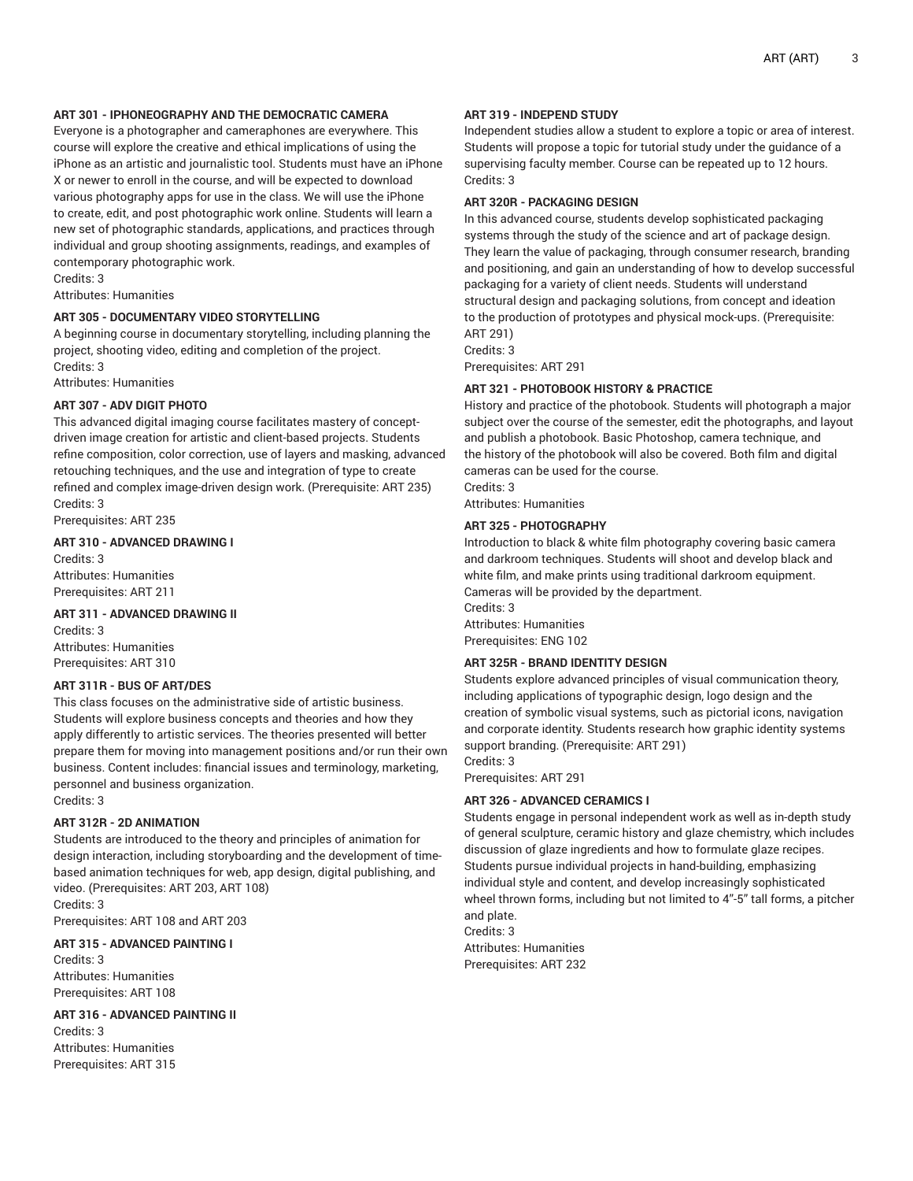**ART 301 - IPHONEOGRAPHY AND THE DEMOCRATIC CAMERA**
Everyone is a photographer and cameraphones are everywhere. This course will explore the creative and ethical implications of using the iPhone as an artistic and journalistic tool. Students must have an iPhone X or newer to enroll in the course, and will be expected to download various photography apps for use in the class. We will use the iPhone to create, edit, and post photographic work online. Students will learn a new set of photographic standards, applications, and practices through individual and group shooting assignments, readings, and examples of contemporary photographic work.
Credits: 3
Attributes: Humanities

**ART 305 - DOCUMENTARY VIDEO STORYTELLING**
A beginning course in documentary storytelling, including planning the project, shooting video, editing and completion of the project.
Credits: 3
Attributes: Humanities

**ART 307 - ADV DIGIT PHOTO**
This advanced digital imaging course facilitates mastery of concept-driven image creation for artistic and client-based projects. Students refine composition, color correction, use of layers and masking, advanced retouching techniques, and the use and integration of type to create refined and complex image-driven design work. (Prerequisite: ART 235)
Credits: 3
Prerequisites: ART 235

**ART 310 - ADVANCED DRAWING I**
Credits: 3
Attributes: Humanities
Prerequisites: ART 211

**ART 311 - ADVANCED DRAWING II**
Credits: 3
Attributes: Humanities
Prerequisites: ART 310

**ART 311R - BUS OF ART/DES**
This class focuses on the administrative side of artistic business. Students will explore business concepts and theories and how they apply differently to artistic services. The theories presented will better prepare them for moving into management positions and/or run their own business. Content includes: financial issues and terminology, marketing, personnel and business organization.
Credits: 3

**ART 312R - 2D ANIMATION**
Students are introduced to the theory and principles of animation for design interaction, including storyboarding and the development of time-based animation techniques for web, app design, digital publishing, and video. (Prerequisites: ART 203, ART 108)
Credits: 3
Prerequisites: ART 108 and ART 203

**ART 315 - ADVANCED PAINTING I**
Credits: 3
Attributes: Humanities
Prerequisites: ART 108

**ART 316 - ADVANCED PAINTING II**
Credits: 3
Attributes: Humanities
Prerequisites: ART 315

**ART 319 - INDEPEND STUDY**
Independent studies allow a student to explore a topic or area of interest. Students will propose a topic for tutorial study under the guidance of a supervising faculty member. Course can be repeated up to 12 hours.
Credits: 3

**ART 320R - PACKAGING DESIGN**
In this advanced course, students develop sophisticated packaging systems through the study of the science and art of package design. They learn the value of packaging, through consumer research, branding and positioning, and gain an understanding of how to develop successful packaging for a variety of client needs. Students will understand structural design and packaging solutions, from concept and ideation to the production of prototypes and physical mock-ups. (Prerequisite: ART 291)
Credits: 3
Prerequisites: ART 291

**ART 321 - PHOTOBOOK HISTORY & PRACTICE**
History and practice of the photobook. Students will photograph a major subject over the course of the semester, edit the photographs, and layout and publish a photobook. Basic Photoshop, camera technique, and the history of the photobook will also be covered. Both film and digital cameras can be used for the course.
Credits: 3
Attributes: Humanities

**ART 325 - PHOTOGRAPHY**
Introduction to black & white film photography covering basic camera and darkroom techniques. Students will shoot and develop black and white film, and make prints using traditional darkroom equipment. Cameras will be provided by the department.
Credits: 3
Attributes: Humanities
Prerequisites: ENG 102

**ART 325R - BRAND IDENTITY DESIGN**
Students explore advanced principles of visual communication theory, including applications of typographic design, logo design and the creation of symbolic visual systems, such as pictorial icons, navigation and corporate identity. Students research how graphic identity systems support branding. (Prerequisite: ART 291)
Credits: 3
Prerequisites: ART 291

**ART 326 - ADVANCED CERAMICS I**
Students engage in personal independent work as well as in-depth study of general sculpture, ceramic history and glaze chemistry, which includes discussion of glaze ingredients and how to formulate glaze recipes. Students pursue individual projects in hand-building, emphasizing individual style and content, and develop increasingly sophisticated wheel thrown forms, including but not limited to 4"-5" tall forms, a pitcher and plate.
Credits: 3
Attributes: Humanities
Prerequisites: ART 232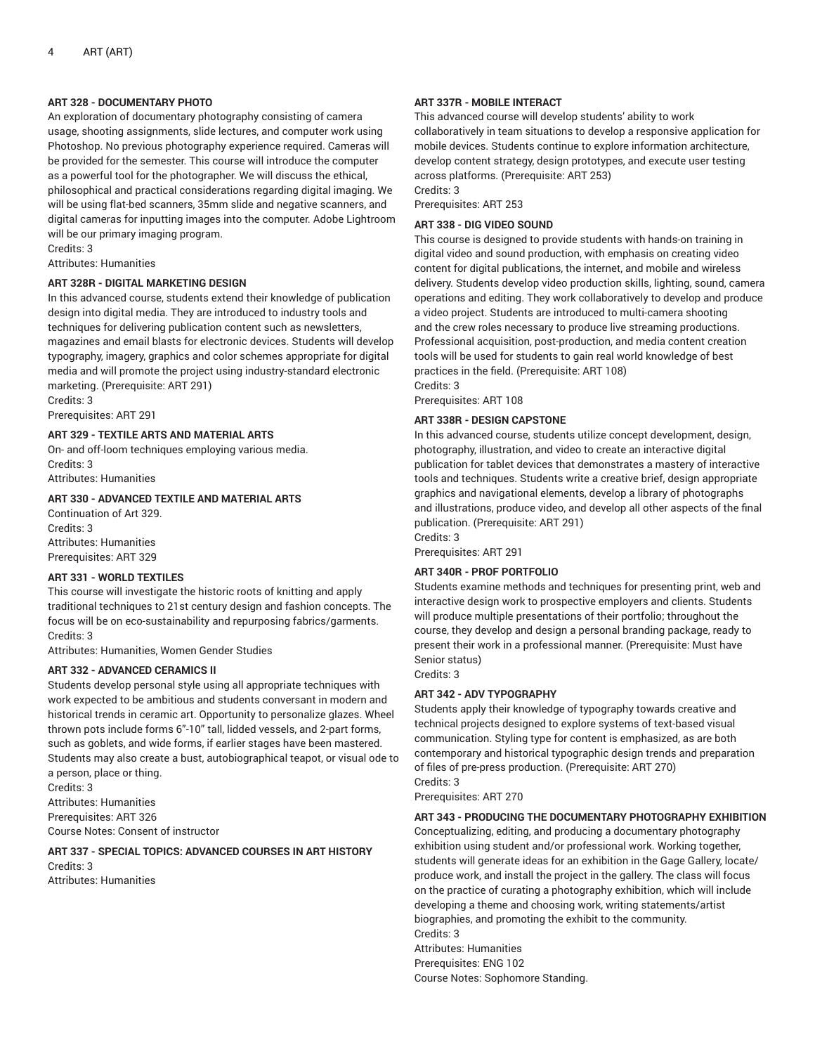### ART 328 - DOCUMENTARY PHOTO

An exploration of documentary photography consisting of camera usage, shooting assignments, slide lectures, and computer work using Photoshop. No previous photography experience required. Cameras will be provided for the semester. This course will introduce the computer as a powerful tool for the photographer. We will discuss the ethical, philosophical and practical considerations regarding digital imaging. We will be using flat-bed scanners, 35mm slide and negative scanners, and digital cameras for inputting images into the computer. Adobe Lightroom will be our primary imaging program.
Credits: 3
Attributes: Humanities

### ART 328R - DIGITAL MARKETING DESIGN

In this advanced course, students extend their knowledge of publication design into digital media. They are introduced to industry tools and techniques for delivering publication content such as newsletters, magazines and email blasts for electronic devices. Students will develop typography, imagery, graphics and color schemes appropriate for digital media and will promote the project using industry-standard electronic marketing. (Prerequisite: ART 291)
Credits: 3
Prerequisites: ART 291

### ART 329 - TEXTILE ARTS AND MATERIAL ARTS

On- and off-loom techniques employing various media.
Credits: 3
Attributes: Humanities

### ART 330 - ADVANCED TEXTILE AND MATERIAL ARTS

Continuation of Art 329.
Credits: 3
Attributes: Humanities
Prerequisites: ART 329

### ART 331 - WORLD TEXTILES

This course will investigate the historic roots of knitting and apply traditional techniques to 21st century design and fashion concepts. The focus will be on eco-sustainability and repurposing fabrics/garments.
Credits: 3
Attributes: Humanities, Women Gender Studies

### ART 332 - ADVANCED CERAMICS II

Students develop personal style using all appropriate techniques with work expected to be ambitious and students conversant in modern and historical trends in ceramic art. Opportunity to personalize glazes. Wheel thrown pots include forms 6"-10" tall, lidded vessels, and 2-part forms, such as goblets, and wide forms, if earlier stages have been mastered. Students may also create a bust, autobiographical teapot, or visual ode to a person, place or thing.
Credits: 3
Attributes: Humanities
Prerequisites: ART 326
Course Notes: Consent of instructor

### ART 337 - SPECIAL TOPICS: ADVANCED COURSES IN ART HISTORY

Credits: 3
Attributes: Humanities

### ART 337R - MOBILE INTERACT

This advanced course will develop students' ability to work collaboratively in team situations to develop a responsive application for mobile devices. Students continue to explore information architecture, develop content strategy, design prototypes, and execute user testing across platforms. (Prerequisite: ART 253)
Credits: 3
Prerequisites: ART 253

### ART 338 - DIG VIDEO SOUND

This course is designed to provide students with hands-on training in digital video and sound production, with emphasis on creating video content for digital publications, the internet, and mobile and wireless delivery. Students develop video production skills, lighting, sound, camera operations and editing. They work collaboratively to develop and produce a video project. Students are introduced to multi-camera shooting and the crew roles necessary to produce live streaming productions. Professional acquisition, post-production, and media content creation tools will be used for students to gain real world knowledge of best practices in the field. (Prerequisite: ART 108)
Credits: 3
Prerequisites: ART 108

### ART 338R - DESIGN CAPSTONE

In this advanced course, students utilize concept development, design, photography, illustration, and video to create an interactive digital publication for tablet devices that demonstrates a mastery of interactive tools and techniques. Students write a creative brief, design appropriate graphics and navigational elements, develop a library of photographs and illustrations, produce video, and develop all other aspects of the final publication. (Prerequisite: ART 291)
Credits: 3
Prerequisites: ART 291

### ART 340R - PROF PORTFOLIO

Students examine methods and techniques for presenting print, web and interactive design work to prospective employers and clients. Students will produce multiple presentations of their portfolio; throughout the course, they develop and design a personal branding package, ready to present their work in a professional manner. (Prerequisite: Must have Senior status)
Credits: 3

### ART 342 - ADV TYPOGRAPHY

Students apply their knowledge of typography towards creative and technical projects designed to explore systems of text-based visual communication. Styling type for content is emphasized, as are both contemporary and historical typographic design trends and preparation of files of pre-press production. (Prerequisite: ART 270)
Credits: 3
Prerequisites: ART 270

### ART 343 - PRODUCING THE DOCUMENTARY PHOTOGRAPHY EXHIBITION

Conceptualizing, editing, and producing a documentary photography exhibition using student and/or professional work. Working together, students will generate ideas for an exhibition in the Gage Gallery, locate/produce work, and install the project in the gallery. The class will focus on the practice of curating a photography exhibition, which will include developing a theme and choosing work, writing statements/artist biographies, and promoting the exhibit to the community.
Credits: 3
Attributes: Humanities
Prerequisites: ENG 102
Course Notes: Sophomore Standing.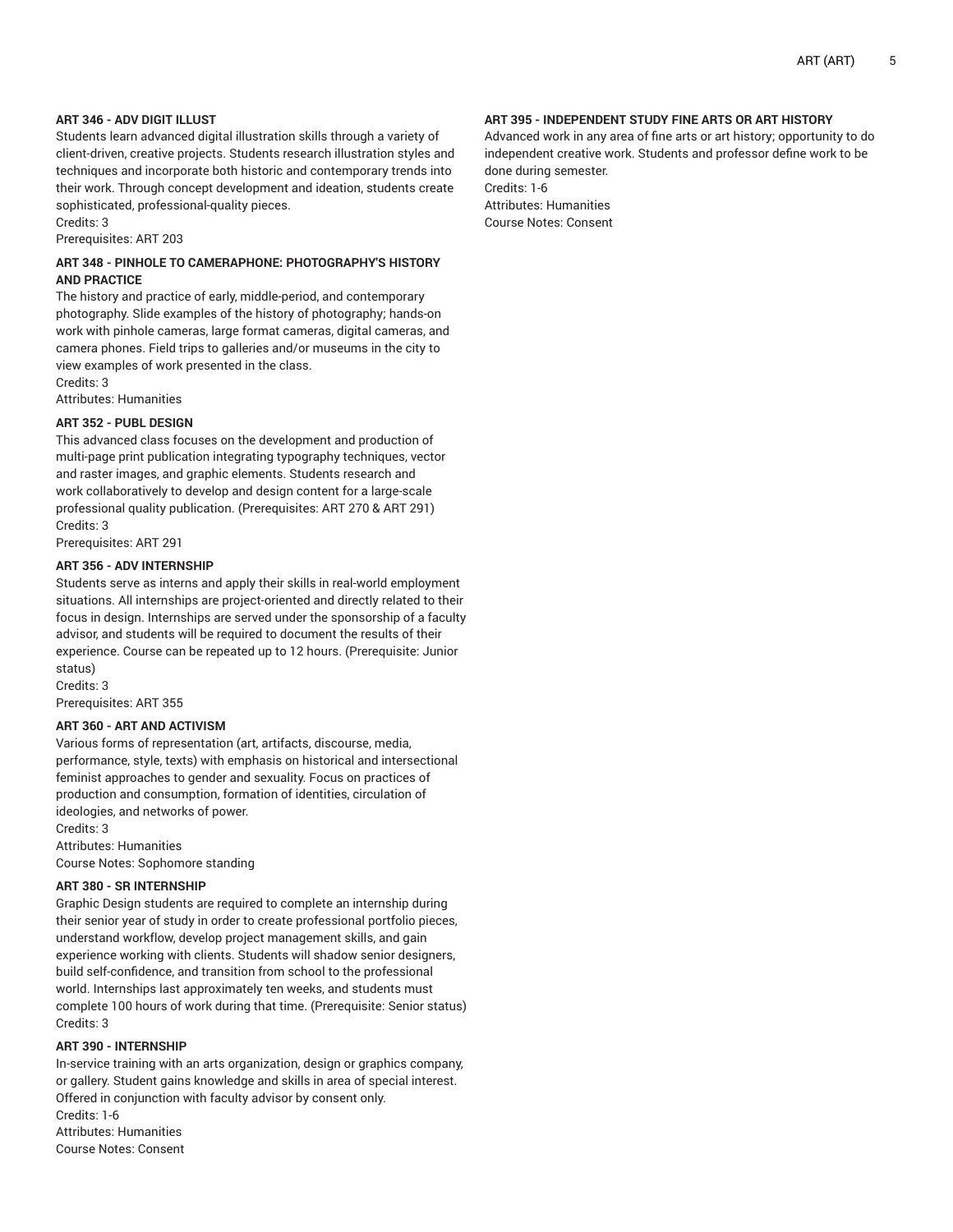#### ART 346 - ADV DIGIT ILLUST

Students learn advanced digital illustration skills through a variety of client-driven, creative projects. Students research illustration styles and techniques and incorporate both historic and contemporary trends into their work. Through concept development and ideation, students create sophisticated, professional-quality pieces.

Credits: 3

Prerequisites: ART 203

#### ART 348 - PINHOLE TO CAMERAPHONE: PHOTOGRAPHY'S HISTORY AND PRACTICE

The history and practice of early, middle-period, and contemporary photography. Slide examples of the history of photography; hands-on work with pinhole cameras, large format cameras, digital cameras, and camera phones. Field trips to galleries and/or museums in the city to view examples of work presented in the class.

Credits: 3

Attributes: Humanities

#### ART 352 - PUBL DESIGN

This advanced class focuses on the development and production of multi-page print publication integrating typography techniques, vector and raster images, and graphic elements. Students research and work collaboratively to develop and design content for a large-scale professional quality publication. (Prerequisites: ART 270 & ART 291)

Credits: 3

Prerequisites: ART 291

#### ART 356 - ADV INTERNSHIP

Students serve as interns and apply their skills in real-world employment situations. All internships are project-oriented and directly related to their focus in design. Internships are served under the sponsorship of a faculty advisor, and students will be required to document the results of their experience. Course can be repeated up to 12 hours. (Prerequisite: Junior status)

Credits: 3

Prerequisites: ART 355

#### ART 360 - ART AND ACTIVISM

Various forms of representation (art, artifacts, discourse, media, performance, style, texts) with emphasis on historical and intersectional feminist approaches to gender and sexuality. Focus on practices of production and consumption, formation of identities, circulation of ideologies, and networks of power.

Credits: 3

Attributes: Humanities

Course Notes: Sophomore standing

#### ART 380 - SR INTERNSHIP

Graphic Design students are required to complete an internship during their senior year of study in order to create professional portfolio pieces, understand workflow, develop project management skills, and gain experience working with clients. Students will shadow senior designers, build self-confidence, and transition from school to the professional world. Internships last approximately ten weeks, and students must complete 100 hours of work during that time. (Prerequisite: Senior status)

Credits: 3

#### ART 390 - INTERNSHIP

In-service training with an arts organization, design or graphics company, or gallery. Student gains knowledge and skills in area of special interest. Offered in conjunction with faculty advisor by consent only.

Credits: 1-6

Attributes: Humanities

Course Notes: Consent

#### ART 395 - INDEPENDENT STUDY FINE ARTS OR ART HISTORY

Advanced work in any area of fine arts or art history; opportunity to do independent creative work. Students and professor define work to be done during semester.

Credits: 1-6

Attributes: Humanities

Course Notes: Consent